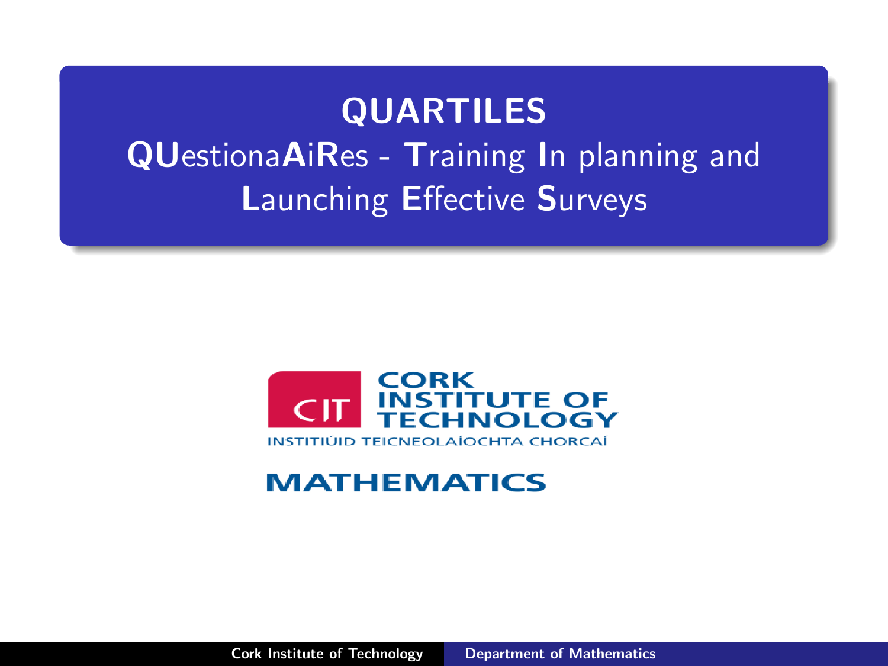# QUARTILES

## **QU**estiona**A**i**R**es - **T**raining **I**n planning and **L**aunching **E**ffective **S**urveys

CORK INSTITUTE OF TECHNOLOGY

INSTITIÚID TEICNEOLAÍOCHTA CHORCAÍ

MATHEMATICS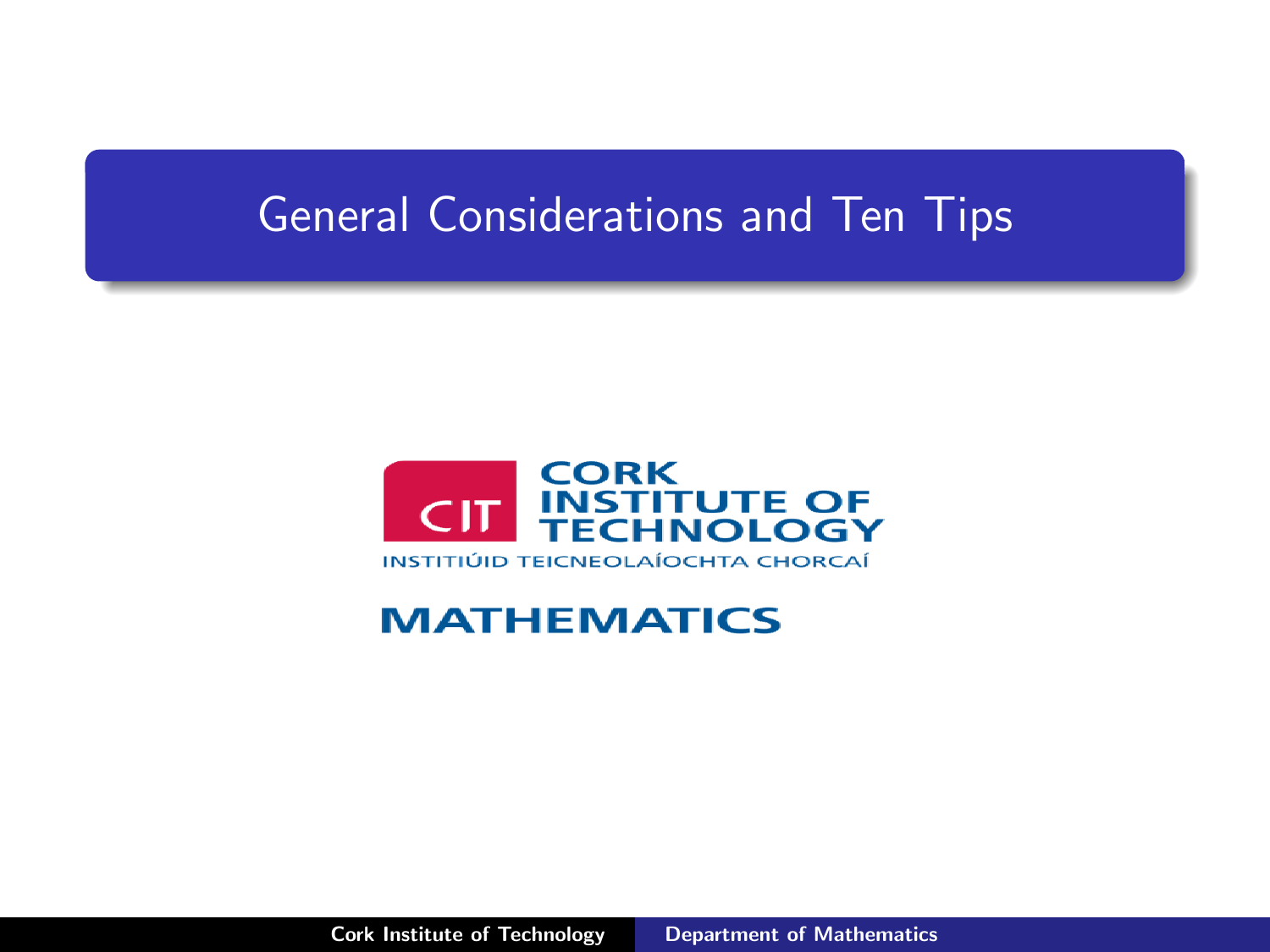# General Considerations and Ten Tips

CORK INSTITUTE OF TECHNOLOGY

INSTITIÚID TEICNEOLAÍOCHTA CHORCAÍ

MATHEMATICS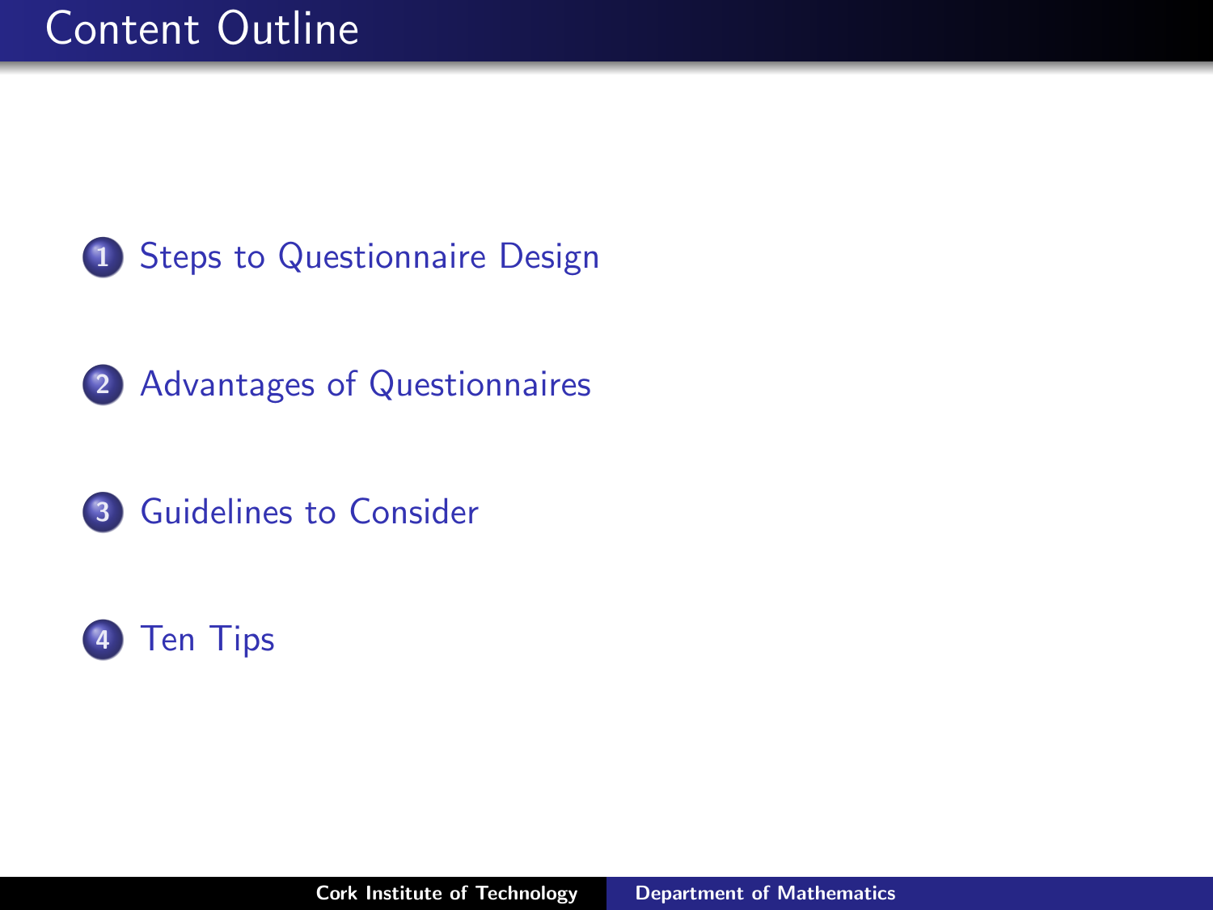# Content Outline

1. Steps to Questionnaire Design
2. Advantages of Questionnaires
3. Guidelines to Consider
4. Ten Tips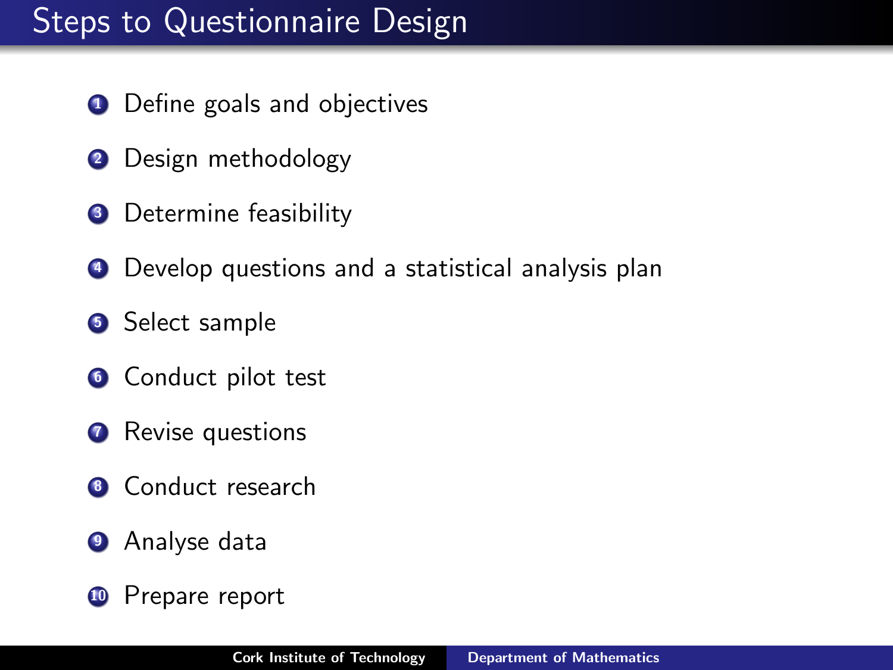# Steps to Questionnaire Design

1. Define goals and objectives
2. Design methodology
3. Determine feasibility
4. Develop questions and a statistical analysis plan
5. Select sample
6. Conduct pilot test
7. Revise questions
8. Conduct research
9. Analyse data
10. Prepare report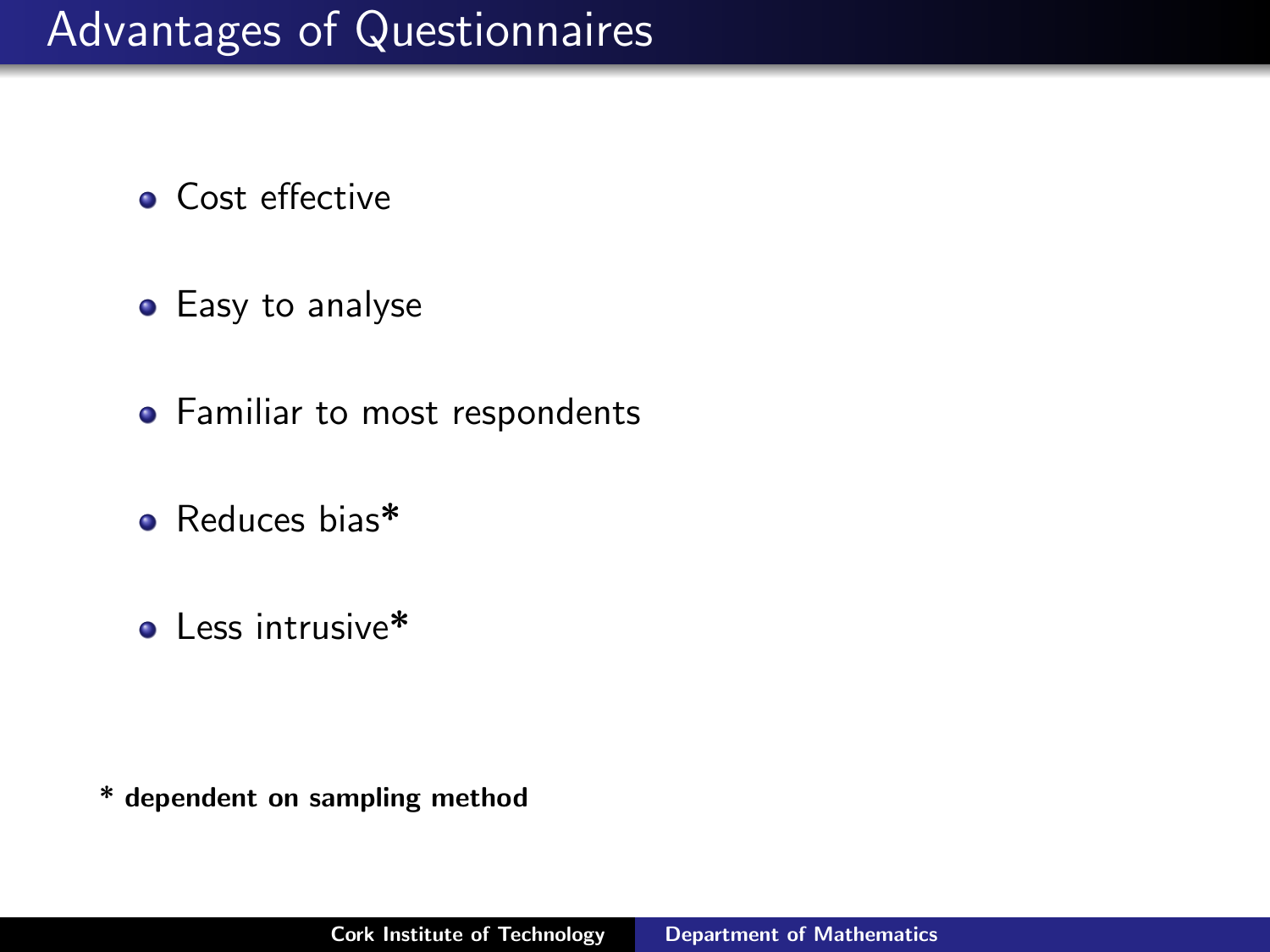# Advantages of Questionnaires

- Cost effective
- Easy to analyse
- Familiar to most respondents
- Reduces bias*
- Less intrusive*

**\* dependent on sampling method**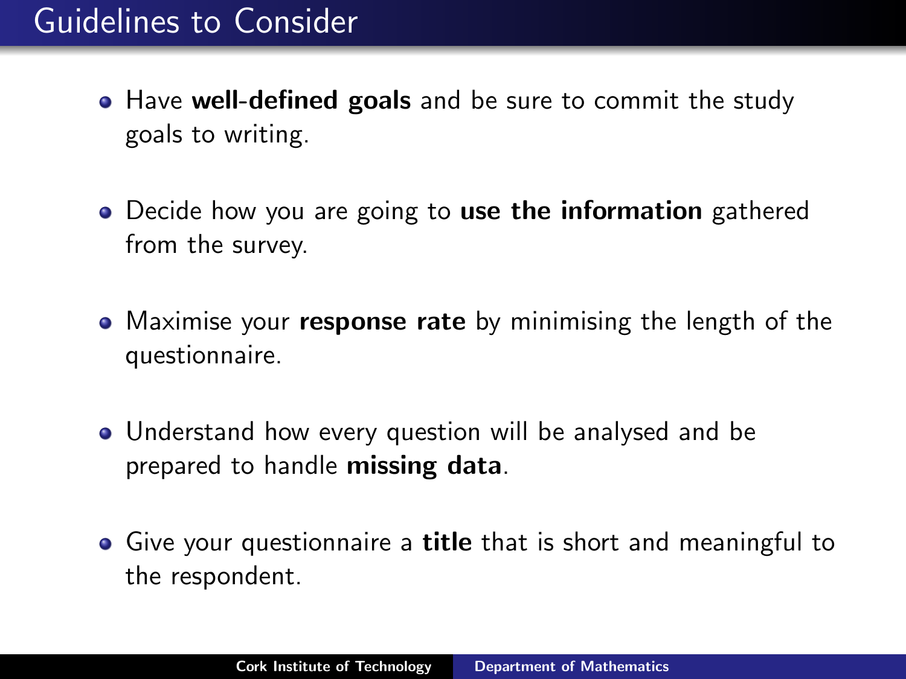## Guidelines to Consider

- Have **well-defined goals** and be sure to commit the study goals to writing.
- Decide how you are going to **use the information** gathered from the survey.
- Maximise your **response rate** by minimising the length of the questionnaire.
- Understand how every question will be analysed and be prepared to handle **missing data**.
- Give your questionnaire a **title** that is short and meaningful to the respondent.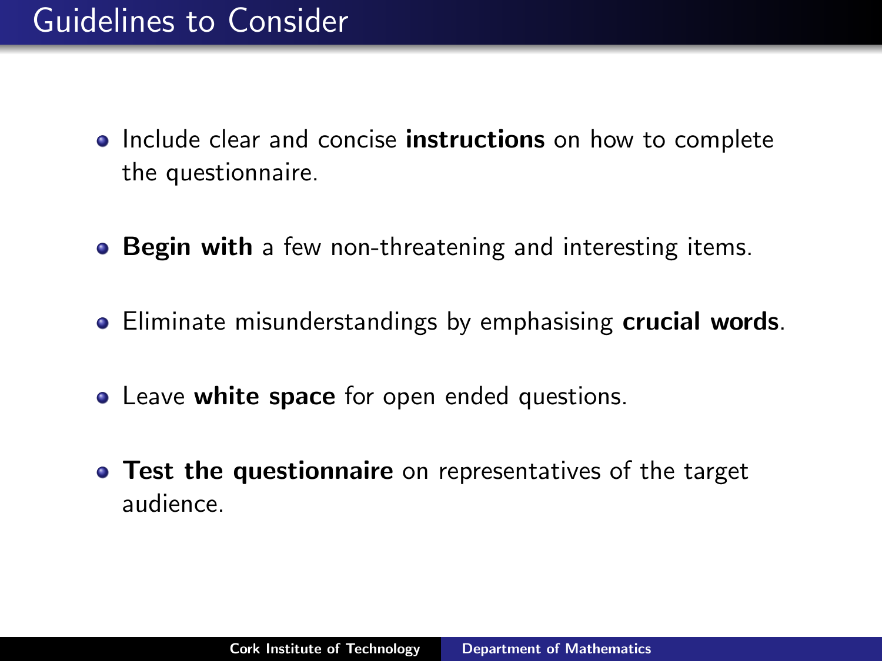# Guidelines to Consider

- Include clear and concise **instructions** on how to complete the questionnaire.
- **Begin with** a few non-threatening and interesting items.
- Eliminate misunderstandings by emphasising **crucial words**.
- Leave **white space** for open ended questions.
- **Test the questionnaire** on representatives of the target audience.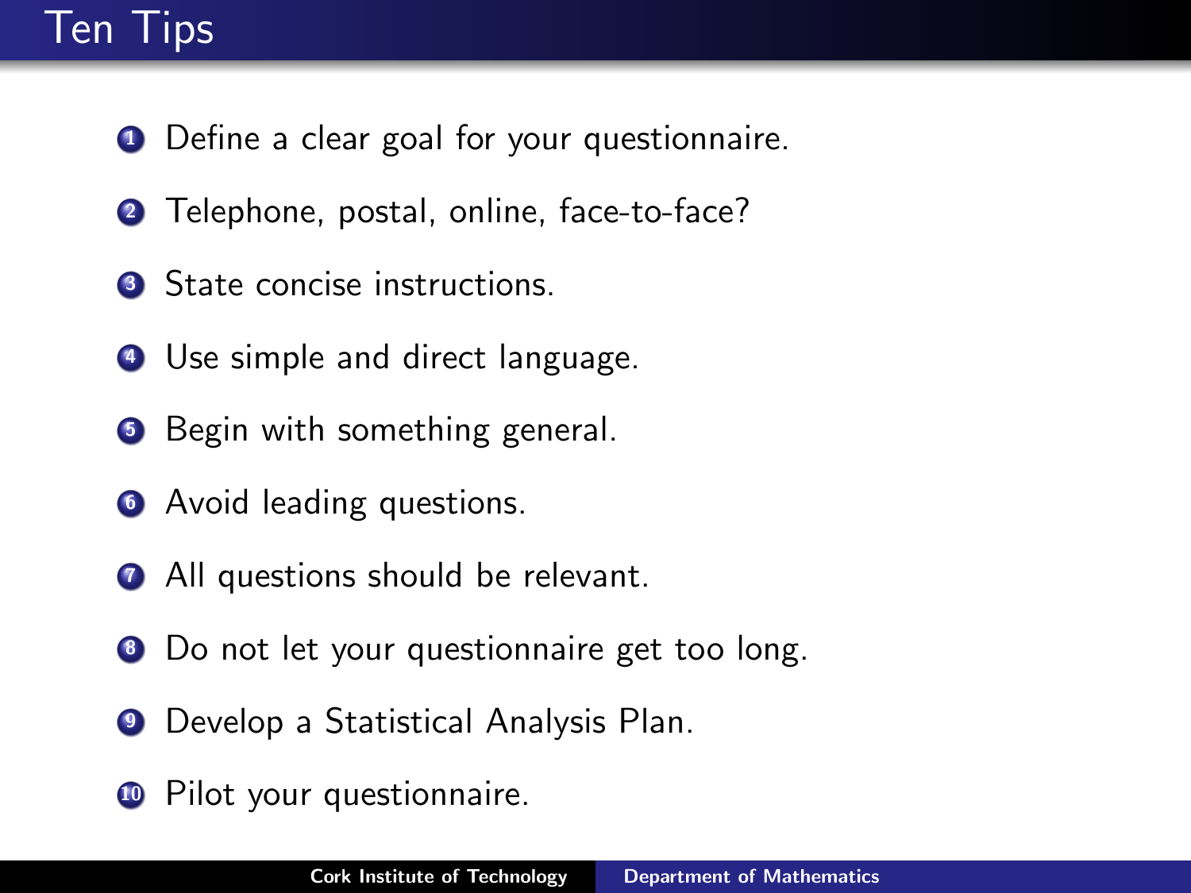# Ten Tips

1. Define a clear goal for your questionnaire.
2. Telephone, postal, online, face-to-face?
3. State concise instructions.
4. Use simple and direct language.
5. Begin with something general.
6. Avoid leading questions.
7. All questions should be relevant.
8. Do not let your questionnaire get too long.
9. Develop a Statistical Analysis Plan.
10. Pilot your questionnaire.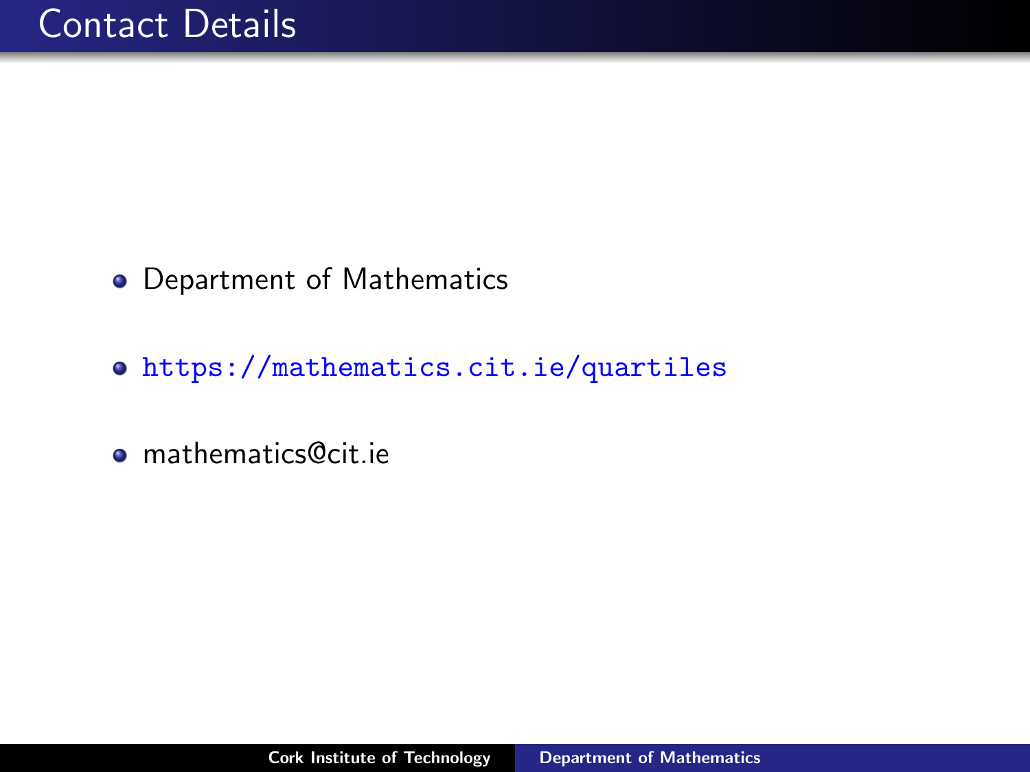# Contact Details

- Department of Mathematics
- https://mathematics.cit.ie/quartiles
- mathematics@cit.ie